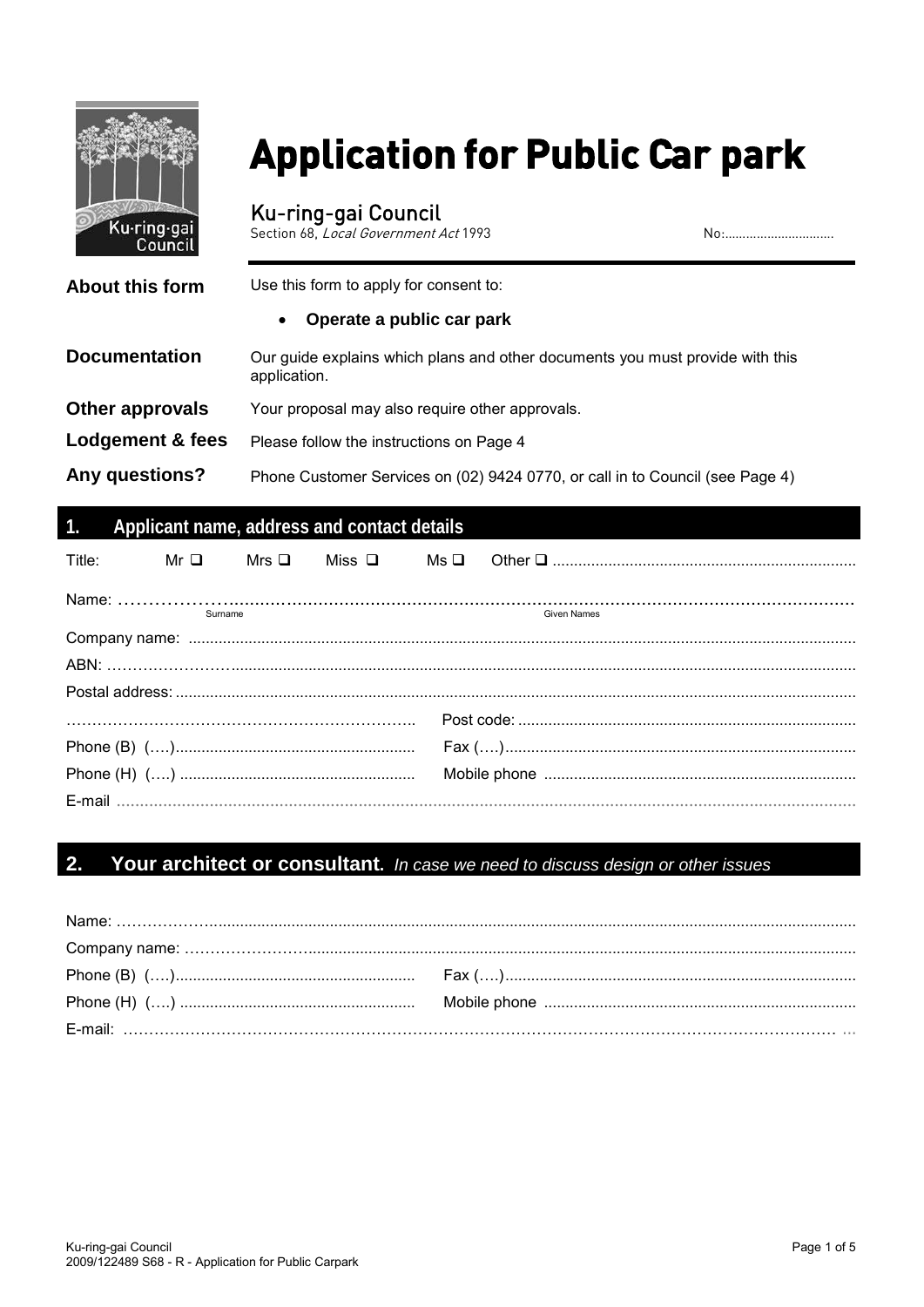# Application for Public Car park

## Ku-ring-gai Council

Section 68, *Local Government Act* 1993 No:...............................

| | |
|---|---|
| **About this form** | Use this form to apply for consent to:<br>• **Operate a public car park** |
| **Documentation** | Our guide explains which plans and other documents you must provide with this application. |
| **Other approvals** | Your proposal may also require other approvals. |
| **Lodgement & fees** | Please follow the instructions on Page 4 |
| **Any questions?** | Phone Customer Services on (02) 9424 0770, or call in to Council (see Page 4) |

## 1. Applicant name, address and contact details

Title: Mr ❑ Mrs ❑ Miss ❑ Ms ❑ Other ❑ ......................................................................

Name: ……………….........................................................................................................................
Surname Given Names

Company name: ..........................................................................................................................................

ABN: ……………………..............................................................................................................................

Postal address: .............................................................................................................................................

………………………………………………………….. Post code: ..............................................................................

Phone (B) (….)........................................................ Fax (….).................................................................................

Phone (H) (….) ....................................................... Mobile phone .........................................................................

E-mail ……………………………………………………………………………………………………………………………

## 2. Your architect or consultant. *In case we need to discuss design or other issues*

Name: ……………….......................................................................................................................................

Company name: ……………………...............................................................................................................

Phone (B) (….)........................................................ Fax (….).................................................................................

Phone (H) (….) ....................................................... Mobile phone .........................................................................

E-mail: ………………………………………………………………………………………………………………………...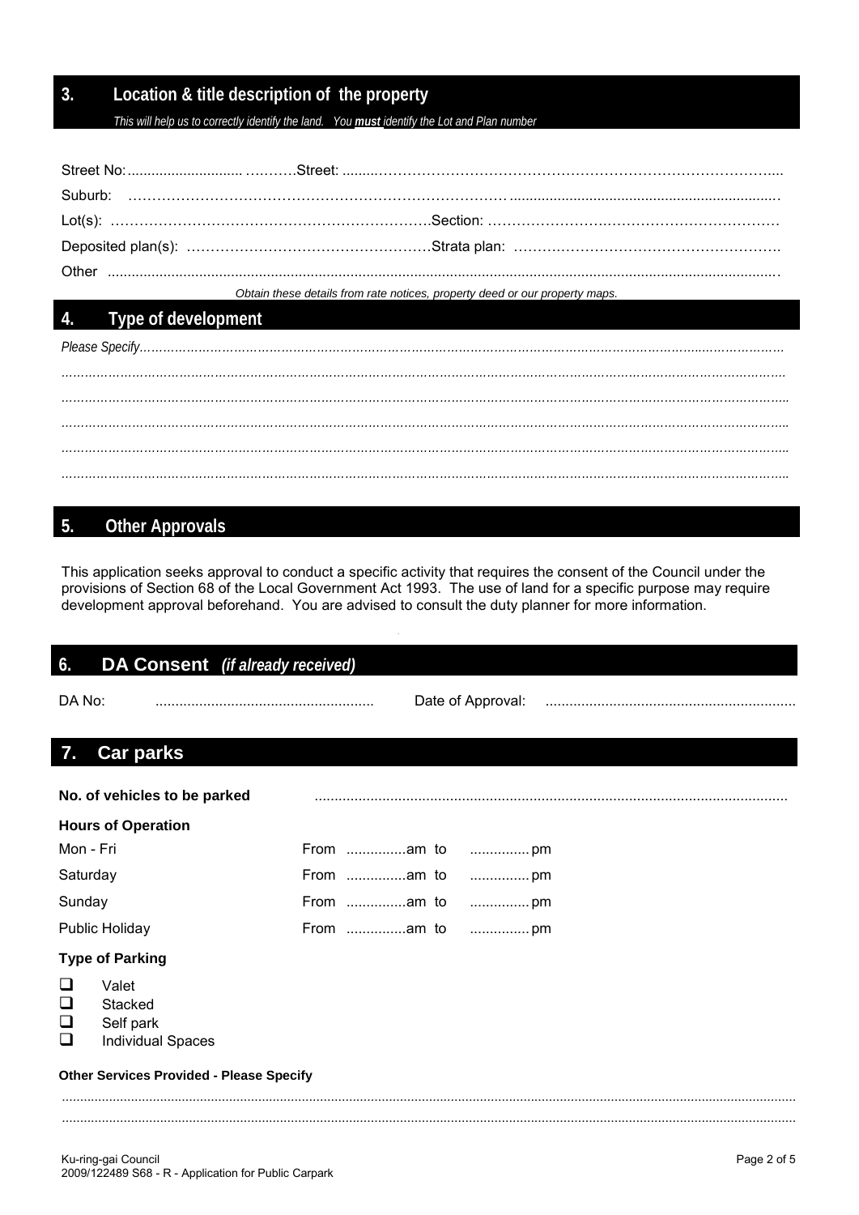## 3. Location & title description of the property

*This will help us to correctly identify the land. You **must** identify the Lot and Plan number*

Street No: ............................ ………Street: ........…………………………………………………………………….....

Suburb: ………………………………………………………………… ....................................................................

Lot(s): …………………………………………………………Section: ……………………………………………………

Deposited plan(s): ……………………………………………Strata plan: ……………………………………………….

Other ...................................................................................................................................................

*Obtain these details from rate notices, property deed or our property maps.*

## 4. Type of development

*Please Specify………………………………………………………………………………………………………………………………………*

..........................................................................................................................................................

..........................................................................................................................................................

..........................................................................................................................................................

..........................................................................................................................................................

..........................................................................................................................................................

## 5. Other Approvals

This application seeks approval to conduct a specific activity that requires the consent of the Council under the provisions of Section 68 of the Local Government Act 1993. The use of land for a specific purpose may require development approval beforehand. You are advised to consult the duty planner for more information.

## 6. DA Consent *(if already received)*

DA No: ...................................................... Date of Approval: ..............................................................

## 7. Car parks

**No. of vehicles to be parked** .....................................................................................................................

**Hours of Operation**

| | |
|---|---|
| Mon - Fri | From ...............am to ............... pm |
| Saturday | From ...............am to ............... pm |
| Sunday | From ...............am to ............... pm |
| Public Holiday | From ...............am to ............... pm |

**Type of Parking**

- ☐ Valet
- ☐ Stacked
- ☐ Self park
- ☐ Individual Spaces

**Other Services Provided - Please Specify**

..........................................................................................................................................................

..........................................................................................................................................................

Ku-ring-gai Council
2009/122489 S68 - R - Application for Public Carpark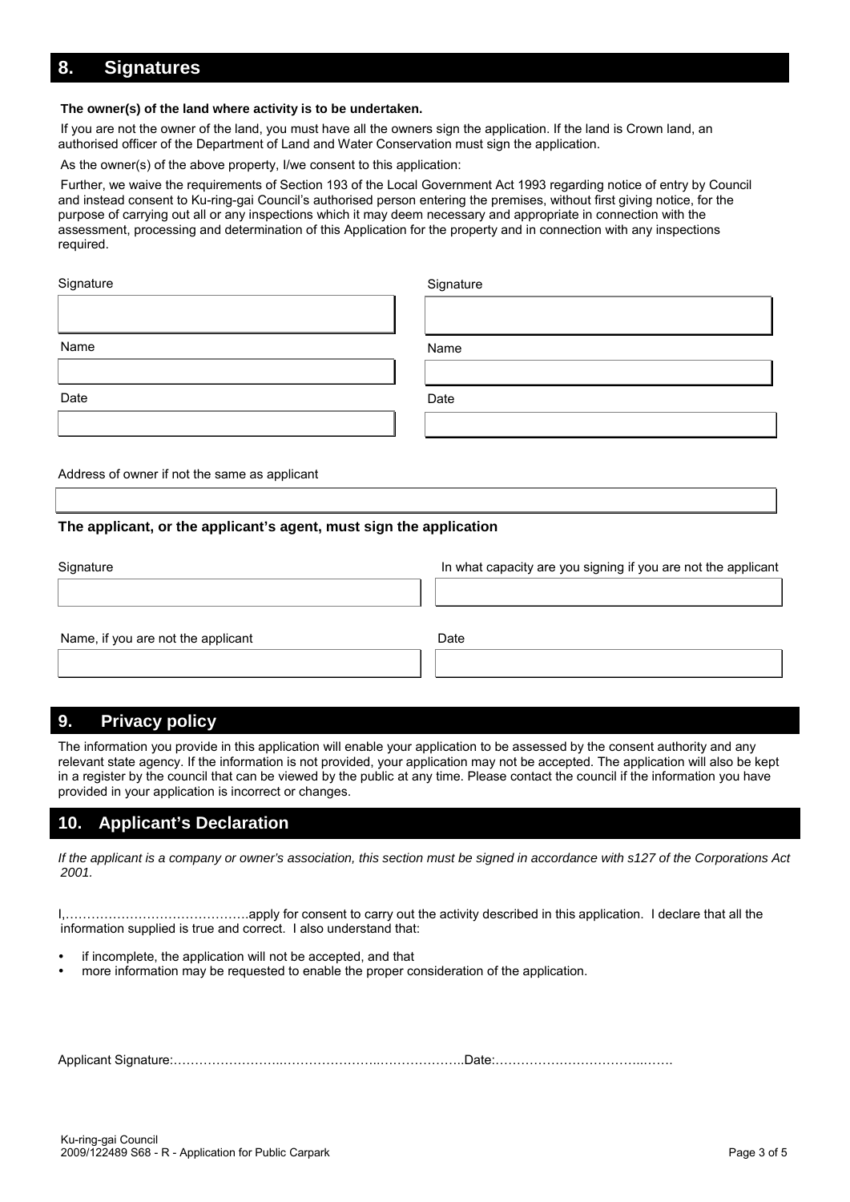## 8. Signatures

**The owner(s) of the land where activity is to be undertaken.**

If you are not the owner of the land, you must have all the owners sign the application. If the land is Crown land, an authorised officer of the Department of Land and Water Conservation must sign the application.

As the owner(s) of the above property, I/we consent to this application:

Further, we waive the requirements of Section 193 of the Local Government Act 1993 regarding notice of entry by Council and instead consent to Ku-ring-gai Council's authorised person entering the premises, without first giving notice, for the purpose of carrying out all or any inspections which it may deem necessary and appropriate in connection with the assessment, processing and determination of this Application for the property and in connection with any inspections required.

| Signature | Signature |
| --- | --- |
| | |
| Name | Name |
| | |
| Date | Date |
| | |

Address of owner if not the same as applicant

**The applicant, or the applicant's agent, must sign the application**

| Signature | In what capacity are you signing if you are not the applicant |
| --- | --- |
| | |
| Name, if you are not the applicant | Date |
| | |

## 9. Privacy policy

The information you provide in this application will enable your application to be assessed by the consent authority and any relevant state agency. If the information is not provided, your application may not be accepted. The application will also be kept in a register by the council that can be viewed by the public at any time. Please contact the council if the information you have provided in your application is incorrect or changes.

## 10. Applicant's Declaration

*If the applicant is a company or owner's association, this section must be signed in accordance with s127 of the Corporations Act 2001.*

I,…………………………………….apply for consent to carry out the activity described in this application. I declare that all the information supplied is true and correct. I also understand that:

- if incomplete, the application will not be accepted, and that
- more information may be requested to enable the proper consideration of the application.

Applicant Signature:……………………..…………………..………………..Date:……………………………..…….

Ku-ring-gai Council
2009/122489 S68 - R - Application for Public Carpark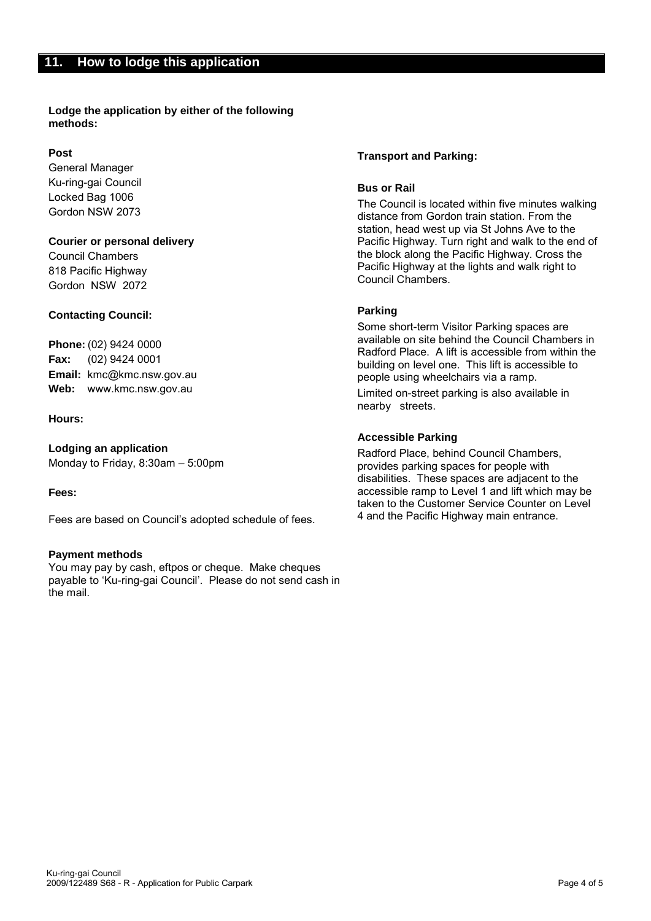## 11. How to lodge this application

**Lodge the application by either of the following methods:**

**Post**
General Manager
Ku-ring-gai Council
Locked Bag 1006
Gordon NSW 2073

**Courier or personal delivery**
Council Chambers
818 Pacific Highway
Gordon NSW 2072

**Contacting Council:**

**Phone:** (02) 9424 0000
**Fax:** (02) 9424 0001
**Email:** kmc@kmc.nsw.gov.au
**Web:** www.kmc.nsw.gov.au

**Hours:**

**Lodging an application**
Monday to Friday, 8:30am – 5:00pm

**Fees:**

Fees are based on Council's adopted schedule of fees.

**Payment methods**
You may pay by cash, eftpos or cheque. Make cheques payable to 'Ku-ring-gai Council'. Please do not send cash in the mail.

**Transport and Parking:**

**Bus or Rail**

The Council is located within five minutes walking distance from Gordon train station. From the station, head west up via St Johns Ave to the Pacific Highway. Turn right and walk to the end of the block along the Pacific Highway. Cross the Pacific Highway at the lights and walk right to Council Chambers.

**Parking**

Some short-term Visitor Parking spaces are available on site behind the Council Chambers in Radford Place. A lift is accessible from within the building on level one. This lift is accessible to people using wheelchairs via a ramp.

Limited on-street parking is also available in nearby streets.

**Accessible Parking**

Radford Place, behind Council Chambers, provides parking spaces for people with disabilities. These spaces are adjacent to the accessible ramp to Level 1 and lift which may be taken to the Customer Service Counter on Level 4 and the Pacific Highway main entrance.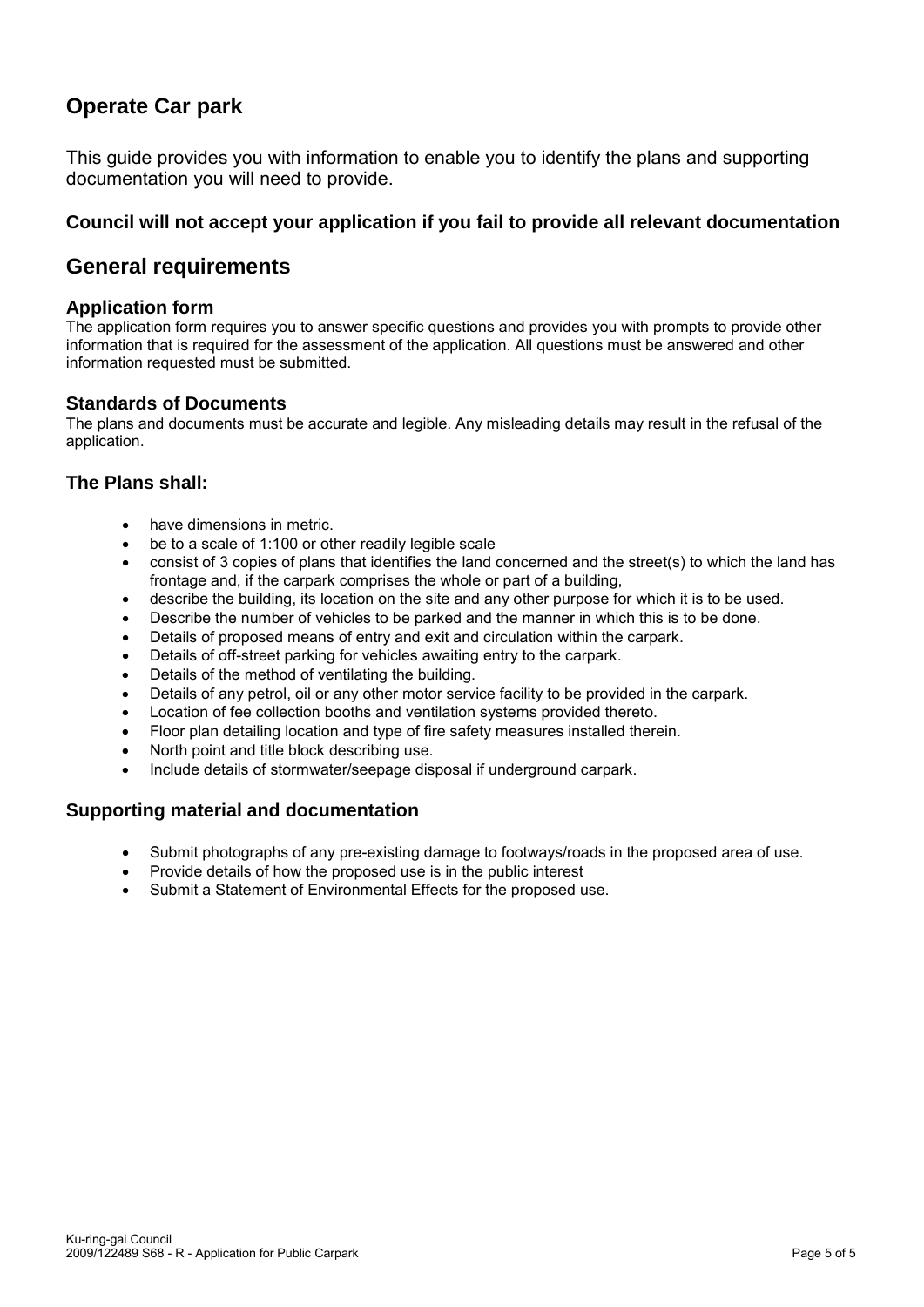## Operate Car park

This guide provides you with information to enable you to identify the plans and supporting documentation you will need to provide.

**Council will not accept your application if you fail to provide all relevant documentation**

## General requirements

### Application form

The application form requires you to answer specific questions and provides you with prompts to provide other information that is required for the assessment of the application. All questions must be answered and other information requested must be submitted.

### Standards of Documents

The plans and documents must be accurate and legible. Any misleading details may result in the refusal of the application.

### The Plans shall:

- have dimensions in metric.
- be to a scale of 1:100 or other readily legible scale
- consist of 3 copies of plans that identifies the land concerned and the street(s) to which the land has frontage and, if the carpark comprises the whole or part of a building,
- describe the building, its location on the site and any other purpose for which it is to be used.
- Describe the number of vehicles to be parked and the manner in which this is to be done.
- Details of proposed means of entry and exit and circulation within the carpark.
- Details of off-street parking for vehicles awaiting entry to the carpark.
- Details of the method of ventilating the building.
- Details of any petrol, oil or any other motor service facility to be provided in the carpark.
- Location of fee collection booths and ventilation systems provided thereto.
- Floor plan detailing location and type of fire safety measures installed therein.
- North point and title block describing use.
- Include details of stormwater/seepage disposal if underground carpark.

### Supporting material and documentation

- Submit photographs of any pre-existing damage to footways/roads in the proposed area of use.
- Provide details of how the proposed use is in the public interest
- Submit a Statement of Environmental Effects for the proposed use.